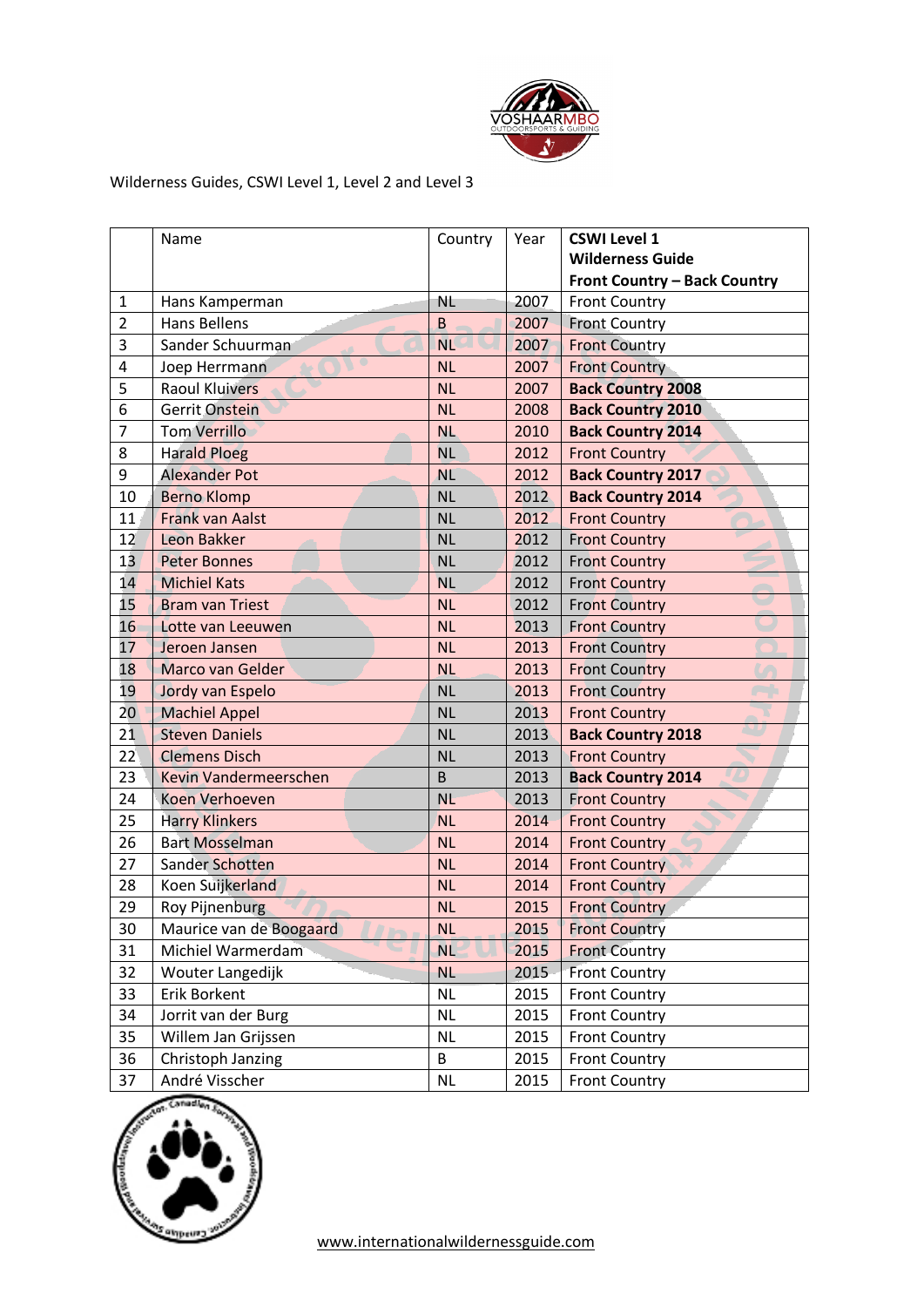Wilderness Guides, CSWI Level 1, Level 2 and Level 3

| | Name | Country | Year | **CSWI Level 1 Wilderness Guide Front Country – Back Country** |
|---|---|---|---|---|
| 1 | Hans Kamperman | NL | 2007 | Front Country |
| 2 | Hans Bellens | B | 2007 | Front Country |
| 3 | Sander Schuurman | NL | 2007 | Front Country |
| 4 | Joep Herrmann | NL | 2007 | Front Country |
| 5 | Raoul Kluivers | NL | 2007 | **Back Country 2008** |
| 6 | Gerrit Onstein | NL | 2008 | **Back Country 2010** |
| 7 | Tom Verrillo | NL | 2010 | **Back Country 2014** |
| 8 | Harald Ploeg | NL | 2012 | Front Country |
| 9 | Alexander Pot | NL | 2012 | **Back Country 2017** |
| 10 | Berno Klomp | NL | 2012 | **Back Country 2014** |
| 11 | Frank van Aalst | NL | 2012 | Front Country |
| 12 | Leon Bakker | NL | 2012 | Front Country |
| 13 | Peter Bonnes | NL | 2012 | Front Country |
| 14 | Michiel Kats | NL | 2012 | Front Country |
| 15 | Bram van Triest | NL | 2012 | Front Country |
| 16 | Lotte van Leeuwen | NL | 2013 | Front Country |
| 17 | Jeroen Jansen | NL | 2013 | Front Country |
| 18 | Marco van Gelder | NL | 2013 | Front Country |
| 19 | Jordy van Espelo | NL | 2013 | Front Country |
| 20 | Machiel Appel | NL | 2013 | Front Country |
| 21 | Steven Daniels | NL | 2013 | **Back Country 2018** |
| 22 | Clemens Disch | NL | 2013 | Front Country |
| 23 | Kevin Vandermeerschen | B | 2013 | **Back Country 2014** |
| 24 | Koen Verhoeven | NL | 2013 | Front Country |
| 25 | Harry Klinkers | NL | 2014 | Front Country |
| 26 | Bart Mosselman | NL | 2014 | Front Country |
| 27 | Sander Schotten | NL | 2014 | Front Country |
| 28 | Koen Suijkerland | NL | 2014 | Front Country |
| 29 | Roy Pijnenburg | NL | 2015 | Front Country |
| 30 | Maurice van de Boogaard | NL | 2015 | Front Country |
| 31 | Michiel Warmerdam | NL | 2015 | Front Country |
| 32 | Wouter Langedijk | NL | 2015 | Front Country |
| 33 | Erik Borkent | NL | 2015 | Front Country |
| 34 | Jorrit van der Burg | NL | 2015 | Front Country |
| 35 | Willem Jan Grijssen | NL | 2015 | Front Country |
| 36 | Christoph Janzing | B | 2015 | Front Country |
| 37 | André Visscher | NL | 2015 | Front Country |

www.internationalwildernessguide.com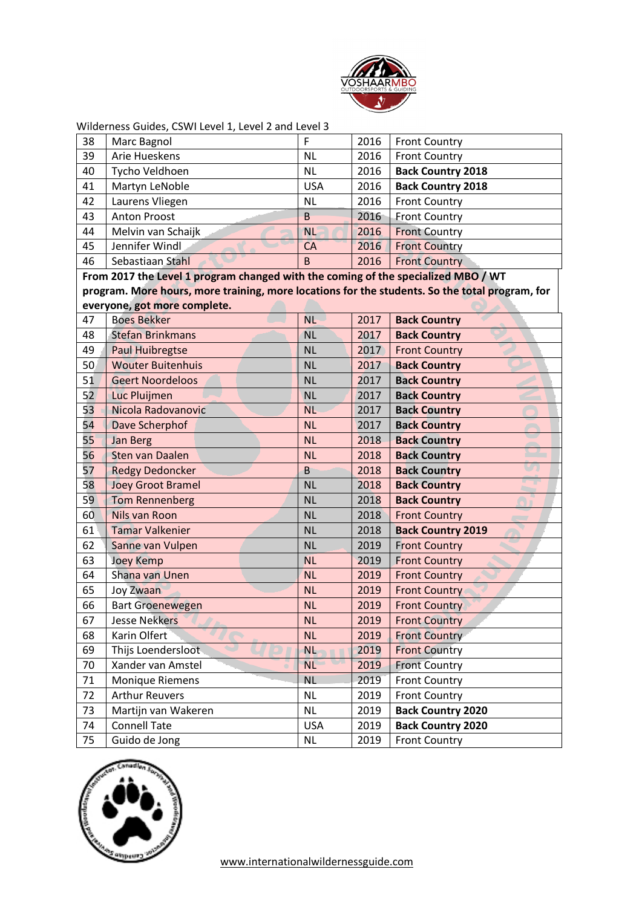Wilderness Guides, CSWI Level 1, Level 2 and Level 3

| | | | | |
|---|---|---|---|---|
| 38 | Marc Bagnol | F | 2016 | Front Country |
| 39 | Arie Hueskens | NL | 2016 | Front Country |
| 40 | Tycho Veldhoen | NL | 2016 | **Back Country 2018** |
| 41 | Martyn LeNoble | USA | 2016 | **Back Country 2018** |
| 42 | Laurens Vliegen | NL | 2016 | Front Country |
| 43 | Anton Proost | B | 2016 | Front Country |
| 44 | Melvin van Schaijk | NL | 2016 | Front Country |
| 45 | Jennifer Windl | CA | 2016 | Front Country |
| 46 | Sebastiaan Stahl | B | 2016 | Front Country |
| **From 2017 the Level 1 program changed with the coming of the specialized MBO / WT program. More hours, more training, more locations for the students. So the total program, for everyone, got more complete.** | | | | |
| 47 | Boes Bekker | NL | 2017 | **Back Country** |
| 48 | Stefan Brinkmans | NL | 2017 | **Back Country** |
| 49 | Paul Huibregtse | NL | 2017 | Front Country |
| 50 | Wouter Buitenhuis | NL | 2017 | **Back Country** |
| 51 | Geert Noordeloos | NL | 2017 | **Back Country** |
| 52 | Luc Pluijmen | NL | 2017 | **Back Country** |
| 53 | Nicola Radovanovic | NL | 2017 | **Back Country** |
| 54 | Dave Scherphof | NL | 2017 | **Back Country** |
| 55 | Jan Berg | NL | 2018 | **Back Country** |
| 56 | Sten van Daalen | NL | 2018 | **Back Country** |
| 57 | Redgy Dedoncker | B | 2018 | **Back Country** |
| 58 | Joey Groot Bramel | NL | 2018 | **Back Country** |
| 59 | Tom Rennenberg | NL | 2018 | **Back Country** |
| 60 | Nils van Roon | NL | 2018 | Front Country |
| 61 | Tamar Valkenier | NL | 2018 | **Back Country 2019** |
| 62 | Sanne van Vulpen | NL | 2019 | Front Country |
| 63 | Joey Kemp | NL | 2019 | Front Country |
| 64 | Shana van Unen | NL | 2019 | Front Country |
| 65 | Joy Zwaan | NL | 2019 | Front Country |
| 66 | Bart Groenewegen | NL | 2019 | Front Country |
| 67 | Jesse Nekkers | NL | 2019 | Front Country |
| 68 | Karin Olfert | NL | 2019 | Front Country |
| 69 | Thijs Loendersloot | NL | 2019 | Front Country |
| 70 | Xander van Amstel | NL | 2019 | Front Country |
| 71 | Monique Riemens | NL | 2019 | Front Country |
| 72 | Arthur Reuvers | NL | 2019 | Front Country |
| 73 | Martijn van Wakeren | NL | 2019 | **Back Country 2020** |
| 74 | Connell Tate | USA | 2019 | **Back Country 2020** |
| 75 | Guido de Jong | NL | 2019 | Front Country |

www.internationalwildernessguide.com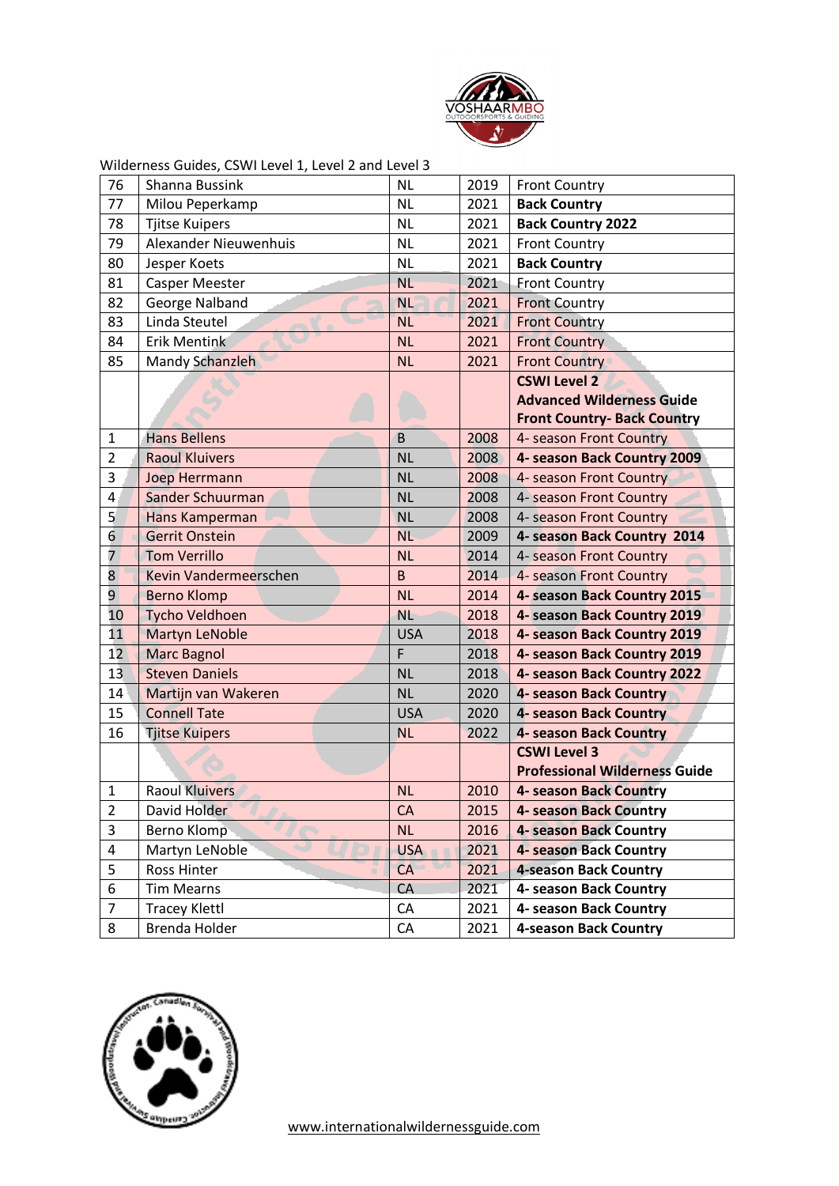Wilderness Guides, CSWI Level 1, Level 2 and Level 3

| | | | | |
|---|---|---|---|---|
| 76 | Shanna Bussink | NL | 2019 | Front Country |
| 77 | Milou Peperkamp | NL | 2021 | **Back Country** |
| 78 | Tjitse Kuipers | NL | 2021 | **Back Country 2022** |
| 79 | Alexander Nieuwenhuis | NL | 2021 | Front Country |
| 80 | Jesper Koets | NL | 2021 | **Back Country** |
| 81 | Casper Meester | NL | 2021 | Front Country |
| 82 | George Nalband | NL | 2021 | Front Country |
| 83 | Linda Steutel | NL | 2021 | Front Country |
| 84 | Erik Mentink | NL | 2021 | Front Country |
| 85 | Mandy Schanzleh | NL | 2021 | Front Country |
| | | | | **CSWI Level 2** **Advanced Wilderness Guide** **Front Country- Back Country** |
| 1 | Hans Bellens | B | 2008 | 4- season Front Country |
| 2 | Raoul Kluivers | NL | 2008 | **4- season Back Country 2009** |
| 3 | Joep Herrmann | NL | 2008 | 4- season Front Country |
| 4 | Sander Schuurman | NL | 2008 | 4- season Front Country |
| 5 | Hans Kamperman | NL | 2008 | 4- season Front Country |
| 6 | Gerrit Onstein | NL | 2009 | **4- season Back Country 2014** |
| 7 | Tom Verrillo | NL | 2014 | 4- season Front Country |
| 8 | Kevin Vandermeerschen | B | 2014 | 4- season Front Country |
| 9 | Berno Klomp | NL | 2014 | **4- season Back Country 2015** |
| 10 | Tycho Veldhoen | NL | 2018 | **4- season Back Country 2019** |
| 11 | Martyn LeNoble | USA | 2018 | **4- season Back Country 2019** |
| 12 | Marc Bagnol | F | 2018 | **4- season Back Country 2019** |
| 13 | Steven Daniels | NL | 2018 | **4- season Back Country 2022** |
| 14 | Martijn van Wakeren | NL | 2020 | **4- season Back Country** |
| 15 | Connell Tate | USA | 2020 | **4- season Back Country** |
| 16 | Tjitse Kuipers | NL | 2022 | **4- season Back Country** |
| | | | | **CSWI Level 3** **Professional Wilderness Guide** |
| 1 | Raoul Kluivers | NL | 2010 | **4- season Back Country** |
| 2 | David Holder | CA | 2015 | **4- season Back Country** |
| 3 | Berno Klomp | NL | 2016 | **4- season Back Country** |
| 4 | Martyn LeNoble | USA | 2021 | **4- season Back Country** |
| 5 | Ross Hinter | CA | 2021 | **4-season Back Country** |
| 6 | Tim Mearns | CA | 2021 | **4- season Back Country** |
| 7 | Tracey Klettl | CA | 2021 | **4- season Back Country** |
| 8 | Brenda Holder | CA | 2021 | **4-season Back Country** |

www.internationalwildernessguide.com